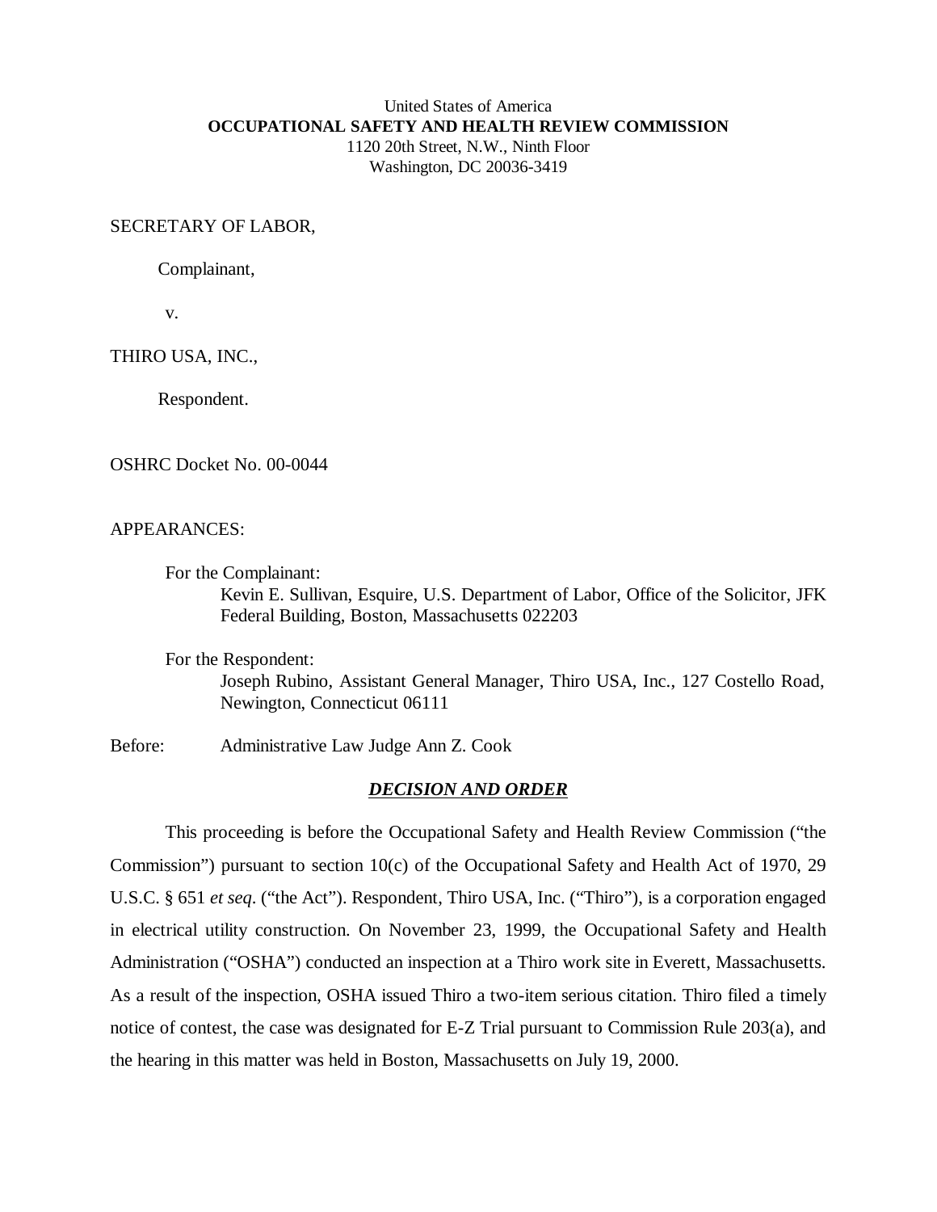United States of America
**OCCUPATIONAL SAFETY AND HEALTH REVIEW COMMISSION**
1120 20th Street, N.W., Ninth Floor
Washington, DC 20036-3419

SECRETARY OF LABOR,

Complainant,

v.

THIRO USA, INC.,

Respondent.

OSHRC Docket No. 00-0044

APPEARANCES:

For the Complainant:
Kevin E. Sullivan, Esquire, U.S. Department of Labor, Office of the Solicitor, JFK Federal Building, Boston, Massachusetts 022203

For the Respondent:
Joseph Rubino, Assistant General Manager, Thiro USA, Inc., 127 Costello Road, Newington, Connecticut 06111

Before: Administrative Law Judge Ann Z. Cook

## ***DECISION AND ORDER***

This proceeding is before the Occupational Safety and Health Review Commission ("the Commission") pursuant to section 10(c) of the Occupational Safety and Health Act of 1970, 29 U.S.C. § 651 *et seq*. ("the Act"). Respondent, Thiro USA, Inc. ("Thiro"), is a corporation engaged in electrical utility construction. On November 23, 1999, the Occupational Safety and Health Administration ("OSHA") conducted an inspection at a Thiro work site in Everett, Massachusetts. As a result of the inspection, OSHA issued Thiro a two-item serious citation. Thiro filed a timely notice of contest, the case was designated for E-Z Trial pursuant to Commission Rule 203(a), and the hearing in this matter was held in Boston, Massachusetts on July 19, 2000.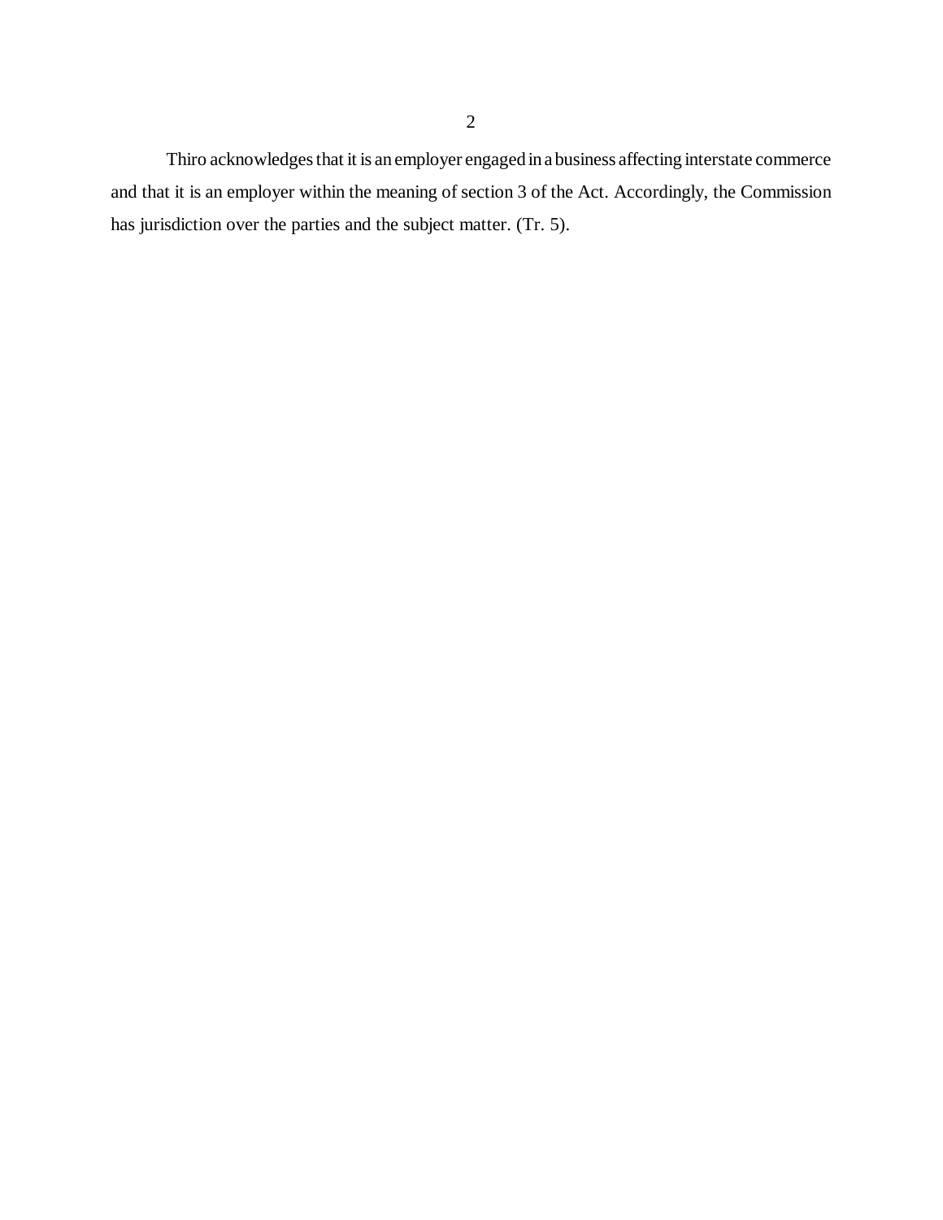Thiro acknowledges that it is an employer engaged in a business affecting interstate commerce and that it is an employer within the meaning of section 3 of the Act. Accordingly, the Commission has jurisdiction over the parties and the subject matter. (Tr. 5).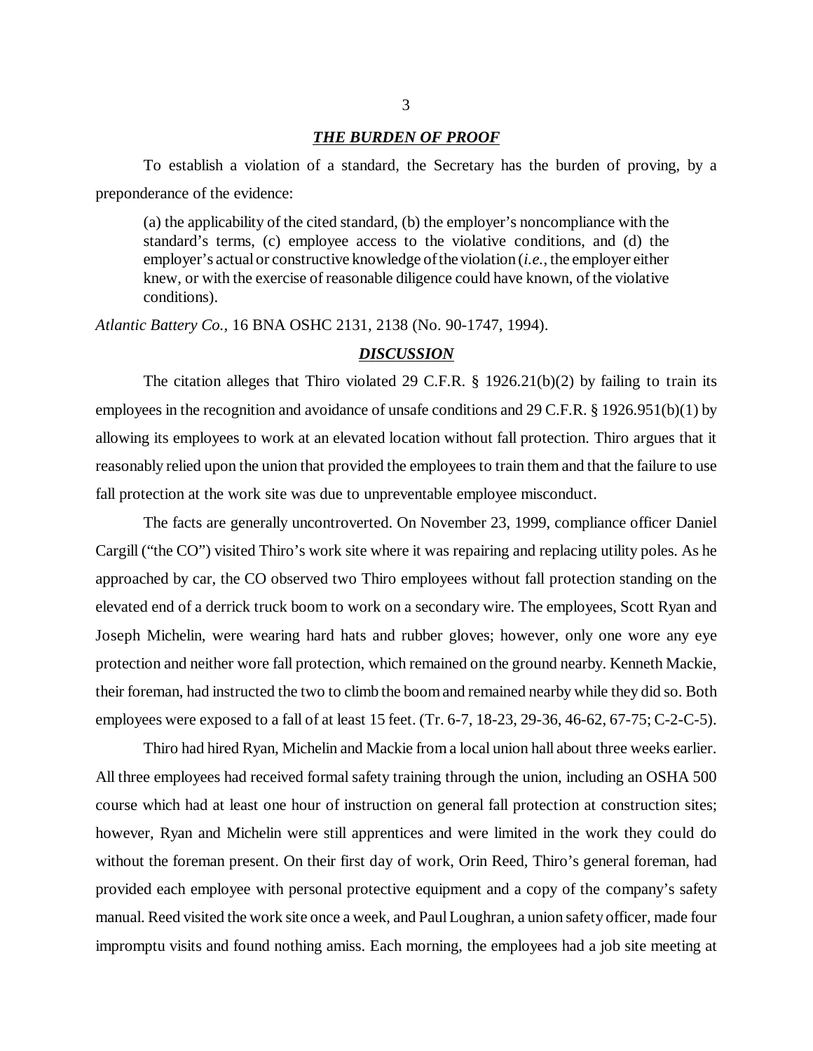## ***THE BURDEN OF PROOF***

To establish a violation of a standard, the Secretary has the burden of proving, by a preponderance of the evidence:

> (a) the applicability of the cited standard, (b) the employer's noncompliance with the standard's terms, (c) employee access to the violative conditions, and (d) the employer's actual or constructive knowledge of the violation (*i.e.*, the employer either knew, or with the exercise of reasonable diligence could have known, of the violative conditions).

*Atlantic Battery Co.*, 16 BNA OSHC 2131, 2138 (No. 90-1747, 1994).

## ***DISCUSSION***

The citation alleges that Thiro violated 29 C.F.R. § 1926.21(b)(2) by failing to train its employees in the recognition and avoidance of unsafe conditions and 29 C.F.R. § 1926.951(b)(1) by allowing its employees to work at an elevated location without fall protection. Thiro argues that it reasonably relied upon the union that provided the employees to train them and that the failure to use fall protection at the work site was due to unpreventable employee misconduct.

The facts are generally uncontroverted. On November 23, 1999, compliance officer Daniel Cargill ("the CO") visited Thiro's work site where it was repairing and replacing utility poles. As he approached by car, the CO observed two Thiro employees without fall protection standing on the elevated end of a derrick truck boom to work on a secondary wire. The employees, Scott Ryan and Joseph Michelin, were wearing hard hats and rubber gloves; however, only one wore any eye protection and neither wore fall protection, which remained on the ground nearby. Kenneth Mackie, their foreman, had instructed the two to climb the boom and remained nearby while they did so. Both employees were exposed to a fall of at least 15 feet. (Tr. 6-7, 18-23, 29-36, 46-62, 67-75; C-2-C-5).

Thiro had hired Ryan, Michelin and Mackie from a local union hall about three weeks earlier. All three employees had received formal safety training through the union, including an OSHA 500 course which had at least one hour of instruction on general fall protection at construction sites; however, Ryan and Michelin were still apprentices and were limited in the work they could do without the foreman present. On their first day of work, Orin Reed, Thiro's general foreman, had provided each employee with personal protective equipment and a copy of the company's safety manual. Reed visited the work site once a week, and Paul Loughran, a union safety officer, made four impromptu visits and found nothing amiss. Each morning, the employees had a job site meeting at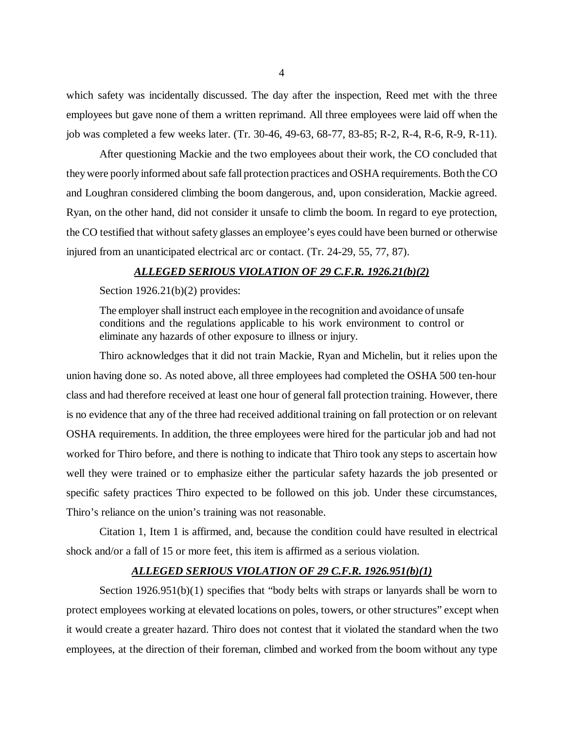which safety was incidentally discussed. The day after the inspection, Reed met with the three employees but gave none of them a written reprimand. All three employees were laid off when the job was completed a few weeks later. (Tr. 30-46, 49-63, 68-77, 83-85; R-2, R-4, R-6, R-9, R-11).

After questioning Mackie and the two employees about their work, the CO concluded that they were poorly informed about safe fall protection practices and OSHA requirements. Both the CO and Loughran considered climbing the boom dangerous, and, upon consideration, Mackie agreed. Ryan, on the other hand, did not consider it unsafe to climb the boom. In regard to eye protection, the CO testified that without safety glasses an employee's eyes could have been burned or otherwise injured from an unanticipated electrical arc or contact. (Tr. 24-29, 55, 77, 87).

### ***ALLEGED SERIOUS VIOLATION OF 29 C.F.R. 1926.21(b)(2)***

Section 1926.21(b)(2) provides:

> The employer shall instruct each employee in the recognition and avoidance of unsafe conditions and the regulations applicable to his work environment to control or eliminate any hazards of other exposure to illness or injury.

Thiro acknowledges that it did not train Mackie, Ryan and Michelin, but it relies upon the union having done so. As noted above, all three employees had completed the OSHA 500 ten-hour class and had therefore received at least one hour of general fall protection training. However, there is no evidence that any of the three had received additional training on fall protection or on relevant OSHA requirements. In addition, the three employees were hired for the particular job and had not worked for Thiro before, and there is nothing to indicate that Thiro took any steps to ascertain how well they were trained or to emphasize either the particular safety hazards the job presented or specific safety practices Thiro expected to be followed on this job. Under these circumstances, Thiro's reliance on the union's training was not reasonable.

Citation 1, Item 1 is affirmed, and, because the condition could have resulted in electrical shock and/or a fall of 15 or more feet, this item is affirmed as a serious violation.

### ***ALLEGED SERIOUS VIOLATION OF 29 C.F.R. 1926.951(b)(1)***

Section 1926.951(b)(1) specifies that "body belts with straps or lanyards shall be worn to protect employees working at elevated locations on poles, towers, or other structures" except when it would create a greater hazard. Thiro does not contest that it violated the standard when the two employees, at the direction of their foreman, climbed and worked from the boom without any type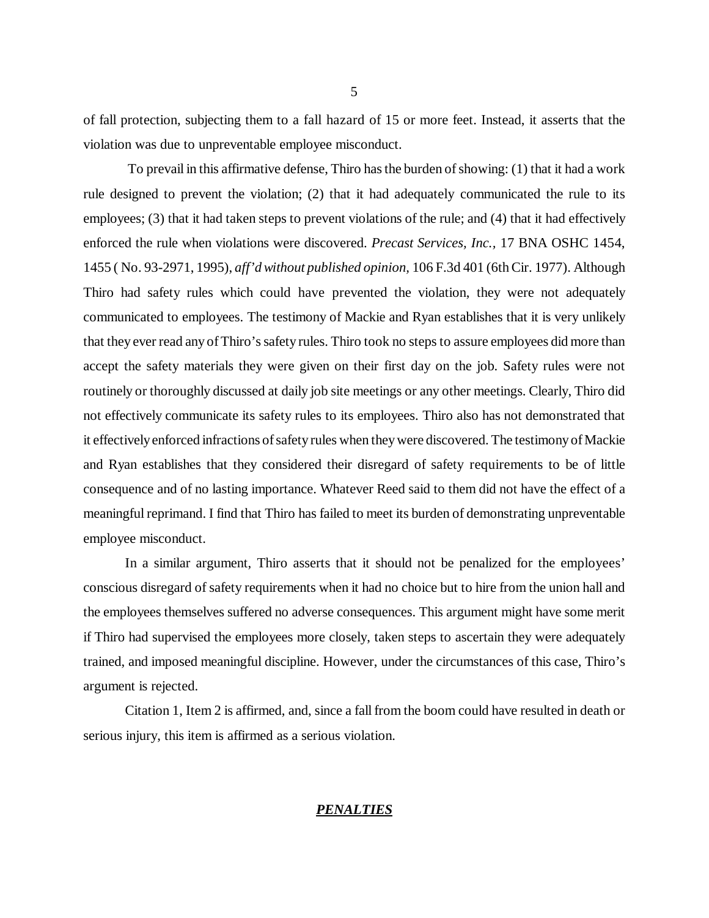of fall protection, subjecting them to a fall hazard of 15 or more feet. Instead, it asserts that the violation was due to unpreventable employee misconduct.

To prevail in this affirmative defense, Thiro has the burden of showing: (1) that it had a work rule designed to prevent the violation; (2) that it had adequately communicated the rule to its employees; (3) that it had taken steps to prevent violations of the rule; and (4) that it had effectively enforced the rule when violations were discovered. *Precast Services, Inc.,* 17 BNA OSHC 1454, 1455 ( No. 93-2971, 1995), *aff'd without published opinion,* 106 F.3d 401 (6th Cir. 1977). Although Thiro had safety rules which could have prevented the violation, they were not adequately communicated to employees. The testimony of Mackie and Ryan establishes that it is very unlikely that they ever read any of Thiro's safety rules. Thiro took no steps to assure employees did more than accept the safety materials they were given on their first day on the job. Safety rules were not routinely or thoroughly discussed at daily job site meetings or any other meetings. Clearly, Thiro did not effectively communicate its safety rules to its employees. Thiro also has not demonstrated that it effectively enforced infractions of safety rules when they were discovered. The testimony of Mackie and Ryan establishes that they considered their disregard of safety requirements to be of little consequence and of no lasting importance. Whatever Reed said to them did not have the effect of a meaningful reprimand. I find that Thiro has failed to meet its burden of demonstrating unpreventable employee misconduct.

In a similar argument, Thiro asserts that it should not be penalized for the employees' conscious disregard of safety requirements when it had no choice but to hire from the union hall and the employees themselves suffered no adverse consequences. This argument might have some merit if Thiro had supervised the employees more closely, taken steps to ascertain they were adequately trained, and imposed meaningful discipline. However, under the circumstances of this case, Thiro's argument is rejected.

Citation 1, Item 2 is affirmed, and, since a fall from the boom could have resulted in death or serious injury, this item is affirmed as a serious violation.

## ***PENALTIES***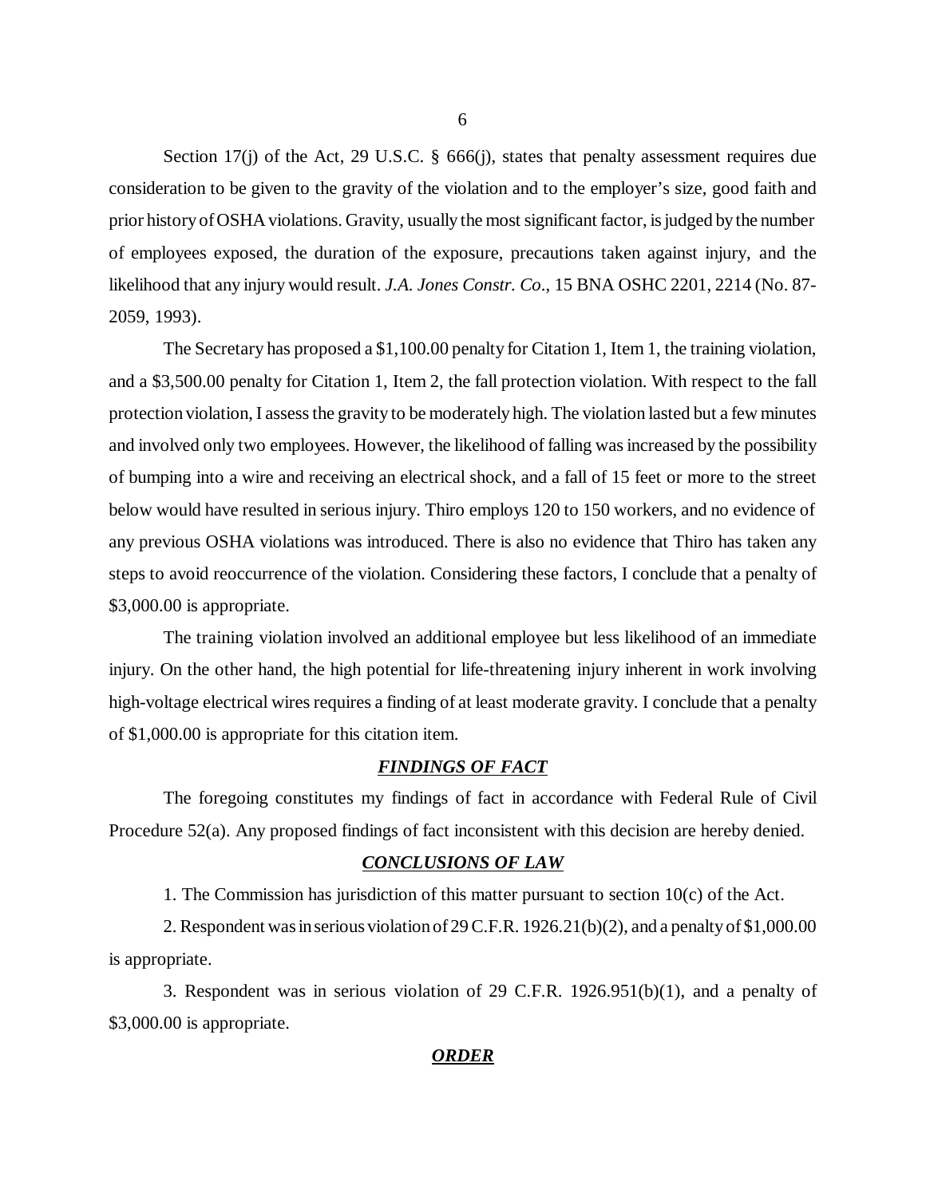Section 17(j) of the Act, 29 U.S.C. § 666(j), states that penalty assessment requires due consideration to be given to the gravity of the violation and to the employer's size, good faith and prior history of OSHA violations. Gravity, usually the most significant factor, is judged by the number of employees exposed, the duration of the exposure, precautions taken against injury, and the likelihood that any injury would result. *J.A. Jones Constr. Co*., 15 BNA OSHC 2201, 2214 (No. 87-2059, 1993).

The Secretary has proposed a $1,100.00 penalty for Citation 1, Item 1, the training violation, and a $3,500.00 penalty for Citation 1, Item 2, the fall protection violation. With respect to the fall protection violation, I assess the gravity to be moderately high. The violation lasted but a few minutes and involved only two employees. However, the likelihood of falling was increased by the possibility of bumping into a wire and receiving an electrical shock, and a fall of 15 feet or more to the street below would have resulted in serious injury. Thiro employs 120 to 150 workers, and no evidence of any previous OSHA violations was introduced. There is also no evidence that Thiro has taken any steps to avoid reoccurrence of the violation. Considering these factors, I conclude that a penalty of $3,000.00 is appropriate.

The training violation involved an additional employee but less likelihood of an immediate injury. On the other hand, the high potential for life-threatening injury inherent in work involving high-voltage electrical wires requires a finding of at least moderate gravity. I conclude that a penalty of $1,000.00 is appropriate for this citation item.

## ***FINDINGS OF FACT***

The foregoing constitutes my findings of fact in accordance with Federal Rule of Civil Procedure 52(a). Any proposed findings of fact inconsistent with this decision are hereby denied.

## ***CONCLUSIONS OF LAW***

1. The Commission has jurisdiction of this matter pursuant to section 10(c) of the Act.

2. Respondent was in serious violation of 29 C.F.R. 1926.21(b)(2), and a penalty of $1,000.00 is appropriate.

3. Respondent was in serious violation of 29 C.F.R. 1926.951(b)(1), and a penalty of $3,000.00 is appropriate.

## ***ORDER***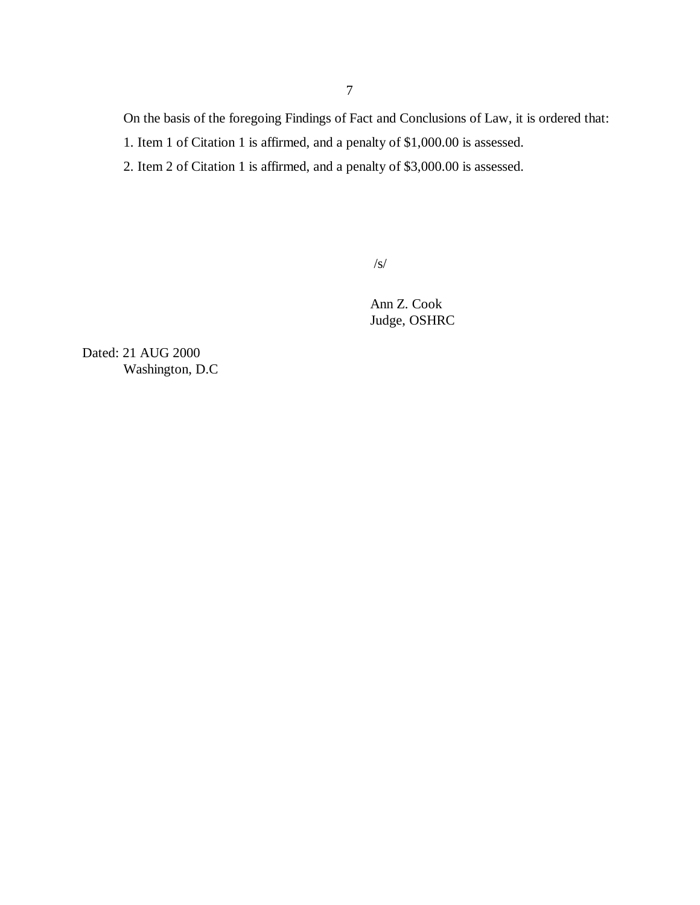On the basis of the foregoing Findings of Fact and Conclusions of Law, it is ordered that:

1. Item 1 of Citation 1 is affirmed, and a penalty of $1,000.00 is assessed.

2. Item 2 of Citation 1 is affirmed, and a penalty of $3,000.00 is assessed.

/s/

Ann Z. Cook
Judge, OSHRC

Dated: 21 AUG 2000
Washington, D.C